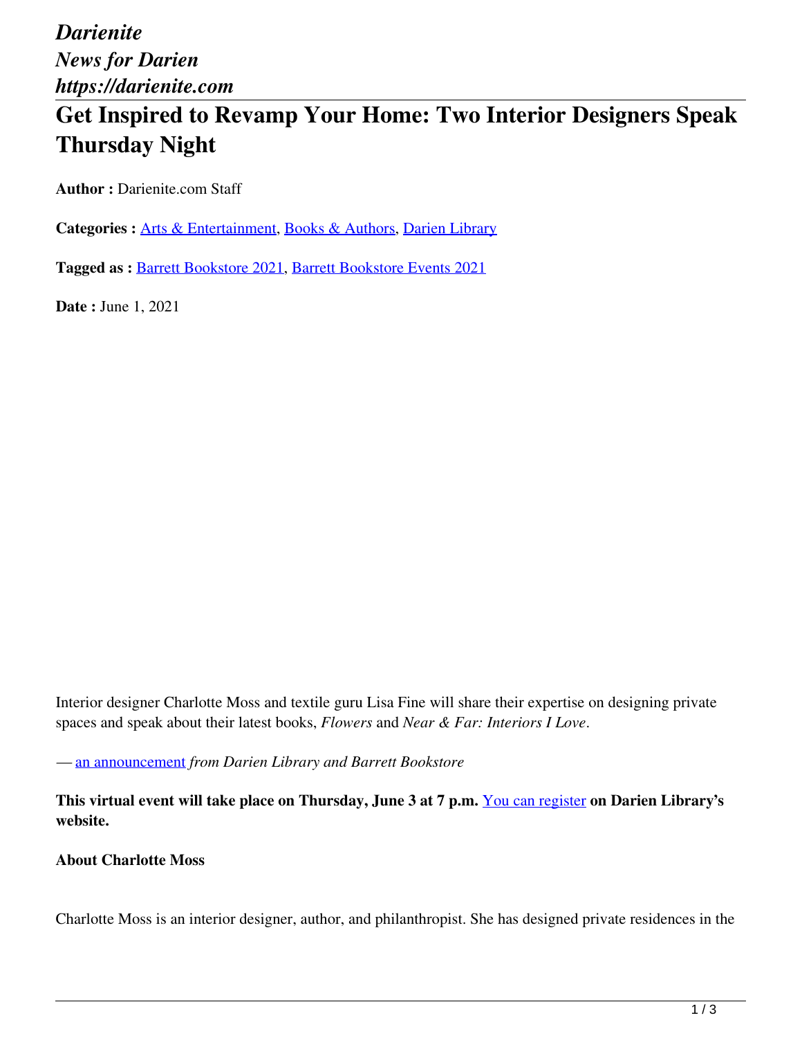*Darienite*
*News for Darien*
*https://darienite.com*

# Get Inspired to Revamp Your Home: Two Interior Designers Speak Thursday Night

**Author :** Darienite.com Staff

**Categories :** Arts & Entertainment, Books & Authors, Darien Library

**Tagged as :** Barrett Bookstore 2021, Barrett Bookstore Events 2021

**Date :** June 1, 2021

Interior designer Charlotte Moss and textile guru Lisa Fine will share their expertise on designing private spaces and speak about their latest books, *Flowers* and *Near & Far: Interiors I Love*.

— an announcement *from Darien Library and Barrett Bookstore*

**This virtual event will take place on Thursday, June 3 at 7 p.m.** You can register **on Darien Library's website.**

**About Charlotte Moss**

Charlotte Moss is an interior designer, author, and philanthropist. She has designed private residences in the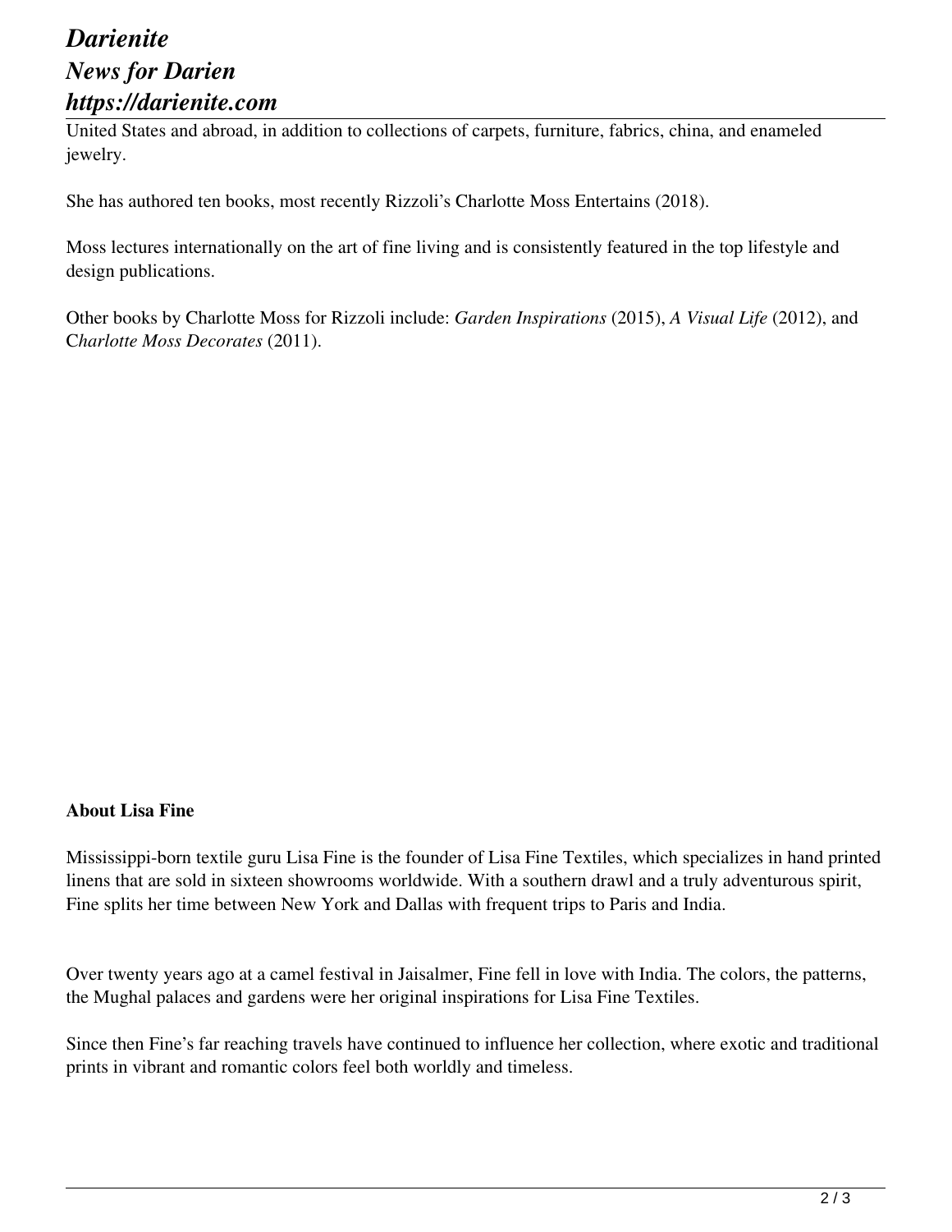United States and abroad, in addition to collections of carpets, furniture, fabrics, china, and enameled jewelry.

She has authored ten books, most recently Rizzoli's Charlotte Moss Entertains (2018).

Moss lectures internationally on the art of fine living and is consistently featured in the top lifestyle and design publications.

Other books by Charlotte Moss for Rizzoli include: *Garden Inspirations* (2015), *A Visual Life* (2012), and C*harlotte Moss Decorates* (2011).

**About Lisa Fine**

Mississippi-born textile guru Lisa Fine is the founder of Lisa Fine Textiles, which specializes in hand printed linens that are sold in sixteen showrooms worldwide. With a southern drawl and a truly adventurous spirit, Fine splits her time between New York and Dallas with frequent trips to Paris and India.

Over twenty years ago at a camel festival in Jaisalmer, Fine fell in love with India. The colors, the patterns, the Mughal palaces and gardens were her original inspirations for Lisa Fine Textiles.

Since then Fine's far reaching travels have continued to influence her collection, where exotic and traditional prints in vibrant and romantic colors feel both worldly and timeless.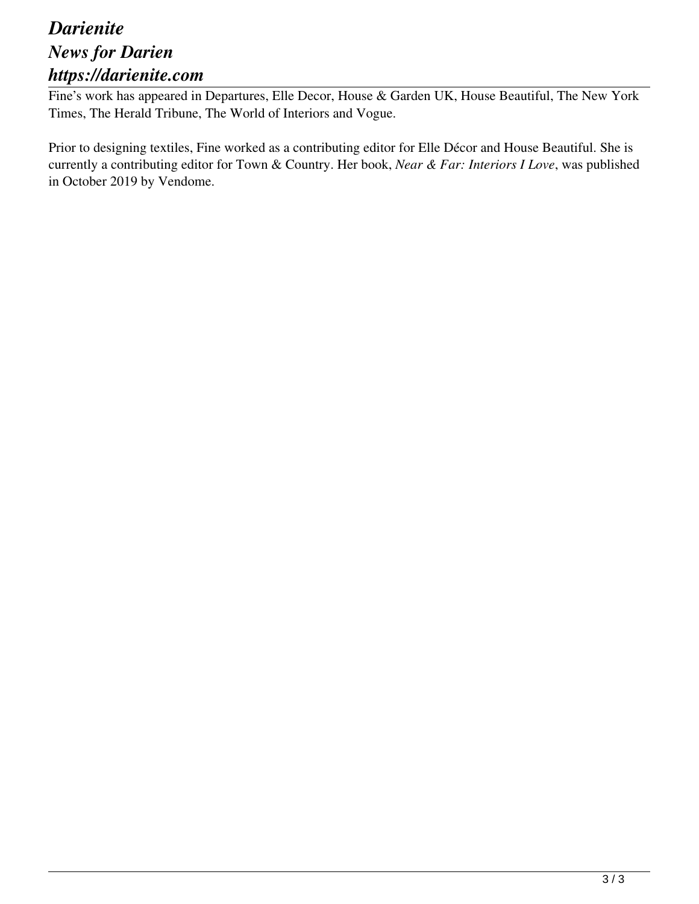Fine’s work has appeared in Departures, Elle Decor, House & Garden UK, House Beautiful, The New York Times, The Herald Tribune, The World of Interiors and Vogue.

Prior to designing textiles, Fine worked as a contributing editor for Elle Décor and House Beautiful. She is currently a contributing editor for Town & Country. Her book, *Near & Far: Interiors I Love*, was published in October 2019 by Vendome.